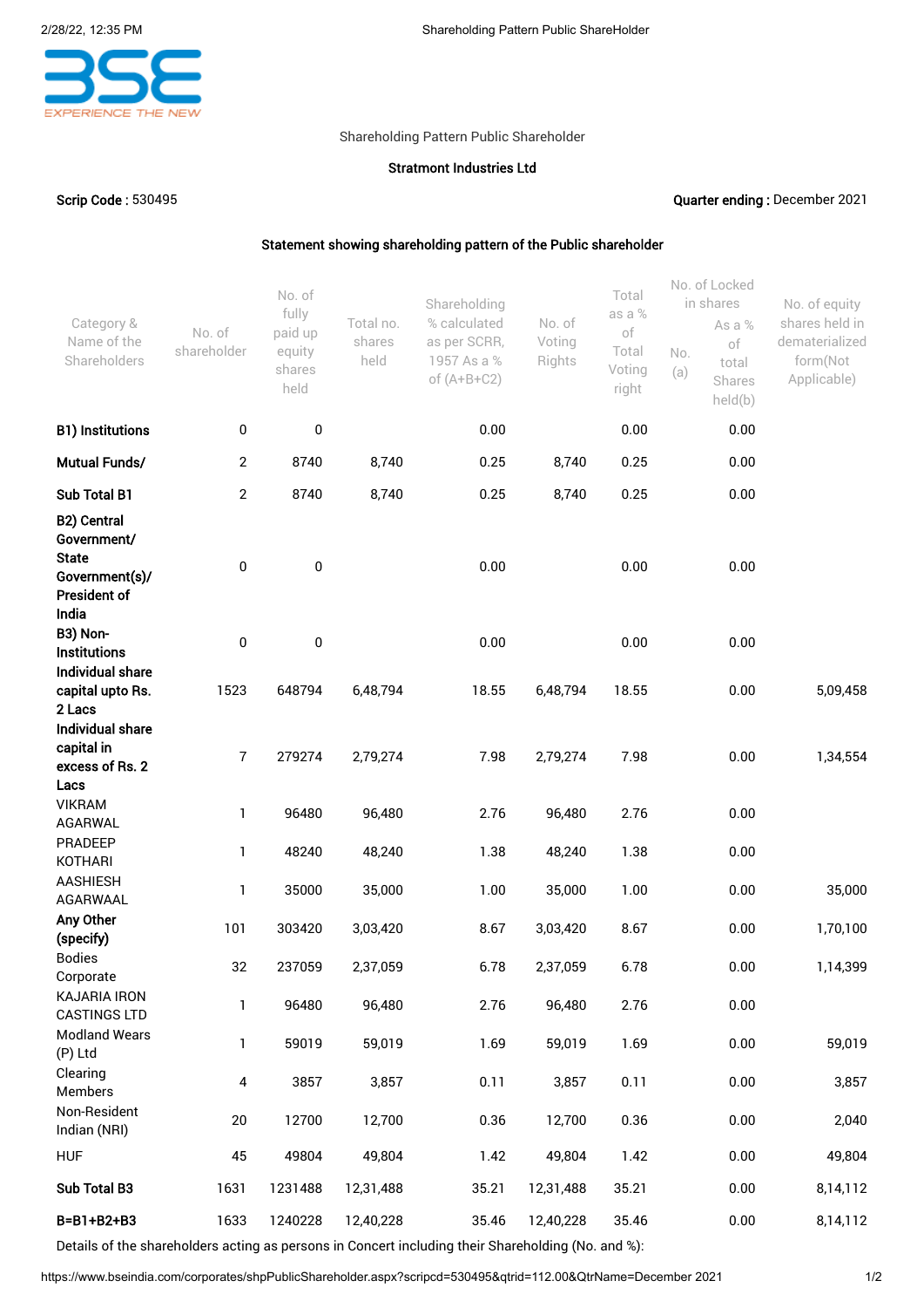Shareholding Pattern Public Shareholder

**Stratmont Industries Ltd**

**Scrip Code :** 530495

**Quarter ending :** December 2021

**Statement showing shareholding pattern of the Public shareholder**

| Category & Name of the Shareholders | No. of shareholder | No. of fully paid up equity shares held | Total no. shares held | Shareholding % calculated as per SCRR, 1957 As a % of (A+B+C2) | No. of Voting Rights | Total as a % of Total Voting right | No. of Locked in shares | | No. of equity shares held in dematerialized form(Not Applicable) |
|---|---|---|---|---|---|---|---|---|---|
| | | | | | | | No. (a) | As a % of total Shares held(b) | |
| **B1) Institutions** | 0 | 0 | | 0.00 | | 0.00 | | 0.00 | |
| **Mutual Funds/** | 2 | 8740 | 8,740 | 0.25 | 8,740 | 0.25 | | 0.00 | |
| **Sub Total B1** | 2 | 8740 | 8,740 | 0.25 | 8,740 | 0.25 | | 0.00 | |
| **B2) Central Government/ State Government(s)/ President of India** | 0 | 0 | | 0.00 | | 0.00 | | 0.00 | |
| **B3) Non-Institutions** | 0 | 0 | | 0.00 | | 0.00 | | 0.00 | |
| **Individual share capital upto Rs. 2 Lacs** | 1523 | 648794 | 6,48,794 | 18.55 | 6,48,794 | 18.55 | | 0.00 | 5,09,458 |
| **Individual share capital in excess of Rs. 2 Lacs** | 7 | 279274 | 2,79,274 | 7.98 | 2,79,274 | 7.98 | | 0.00 | 1,34,554 |
| VIKRAM AGARWAL | 1 | 96480 | 96,480 | 2.76 | 96,480 | 2.76 | | 0.00 | |
| PRADEEP KOTHARI | 1 | 48240 | 48,240 | 1.38 | 48,240 | 1.38 | | 0.00 | |
| AASHIESH AGARWAAL | 1 | 35000 | 35,000 | 1.00 | 35,000 | 1.00 | | 0.00 | 35,000 |
| **Any Other (specify)** | 101 | 303420 | 3,03,420 | 8.67 | 3,03,420 | 8.67 | | 0.00 | 1,70,100 |
| Bodies Corporate | 32 | 237059 | 2,37,059 | 6.78 | 2,37,059 | 6.78 | | 0.00 | 1,14,399 |
| KAJARIA IRON CASTINGS LTD | 1 | 96480 | 96,480 | 2.76 | 96,480 | 2.76 | | 0.00 | |
| Modland Wears (P) Ltd | 1 | 59019 | 59,019 | 1.69 | 59,019 | 1.69 | | 0.00 | 59,019 |
| Clearing Members | 4 | 3857 | 3,857 | 0.11 | 3,857 | 0.11 | | 0.00 | 3,857 |
| Non-Resident Indian (NRI) | 20 | 12700 | 12,700 | 0.36 | 12,700 | 0.36 | | 0.00 | 2,040 |
| HUF | 45 | 49804 | 49,804 | 1.42 | 49,804 | 1.42 | | 0.00 | 49,804 |
| **Sub Total B3** | 1631 | 1231488 | 12,31,488 | 35.21 | 12,31,488 | 35.21 | | 0.00 | 8,14,112 |
| **B=B1+B2+B3** | 1633 | 1240228 | 12,40,228 | 35.46 | 12,40,228 | 35.46 | | 0.00 | 8,14,112 |

Details of the shareholders acting as persons in Concert including their Shareholding (No. and %):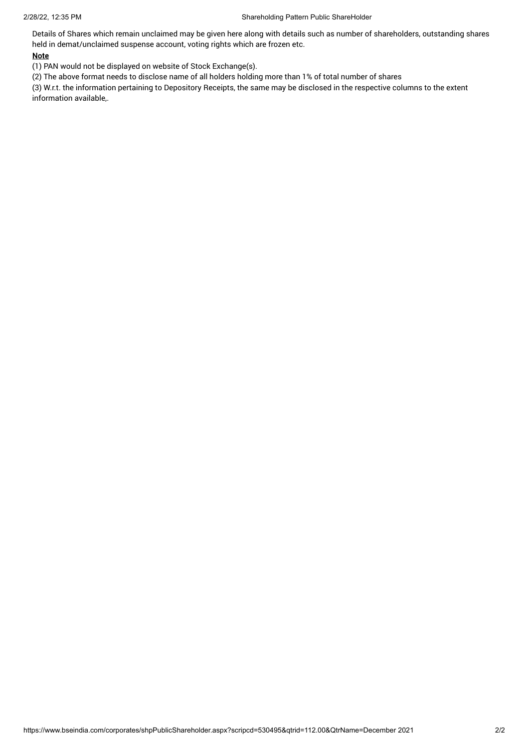Details of Shares which remain unclaimed may be given here along with details such as number of shareholders, outstanding shares held in demat/unclaimed suspense account, voting rights which are frozen etc.

**Note**

(1) PAN would not be displayed on website of Stock Exchange(s).

(2) The above format needs to disclose name of all holders holding more than 1% of total number of shares

(3) W.r.t. the information pertaining to Depository Receipts, the same may be disclosed in the respective columns to the extent information available,.